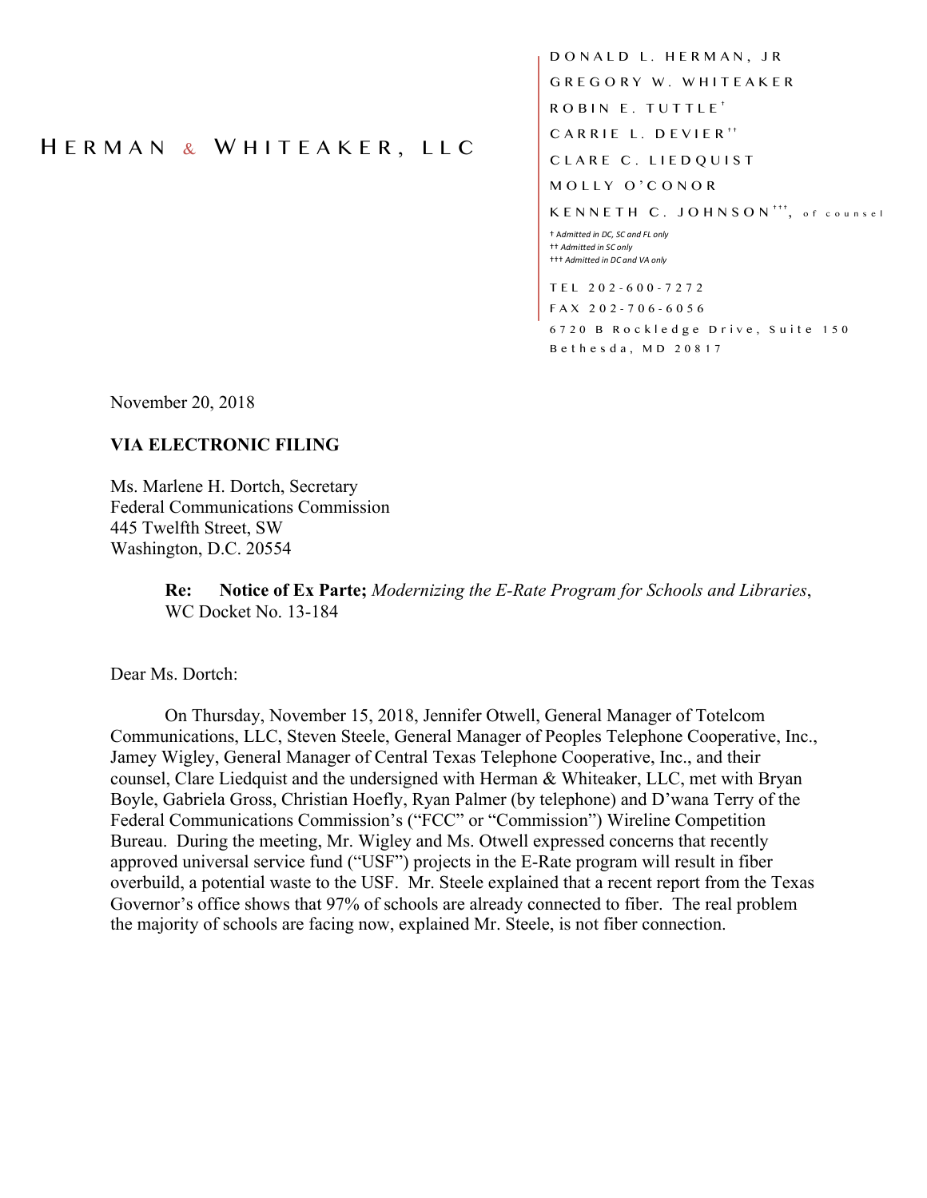HERMAN & WHITEAKER, LLC

DONALD L. HERMAN, JR
GREGORY W. WHITEAKER
ROBIN E. TUTTLE[†]
CARRIE L. DEVIER[††]
CLARE C. LIEDQUIST
MOLLY O'CONOR
KENNETH C. JOHNSON[†††], of counsel

† Admitted in DC, SC and FL only
†† Admitted in SC only
††† Admitted in DC and VA only

TEL 202-600-7272
FAX 202-706-6056
6720 B Rockledge Drive, Suite 150
Bethesda, MD 20817

November 20, 2018

**VIA ELECTRONIC FILING**

Ms. Marlene H. Dortch, Secretary
Federal Communications Commission
445 Twelfth Street, SW
Washington, D.C. 20554

> **Re: Notice of Ex Parte;** *Modernizing the E-Rate Program for Schools and Libraries*, WC Docket No. 13-184

Dear Ms. Dortch:

On Thursday, November 15, 2018, Jennifer Otwell, General Manager of Totelcom Communications, LLC, Steven Steele, General Manager of Peoples Telephone Cooperative, Inc., Jamey Wigley, General Manager of Central Texas Telephone Cooperative, Inc., and their counsel, Clare Liedquist and the undersigned with Herman & Whiteaker, LLC, met with Bryan Boyle, Gabriela Gross, Christian Hoefly, Ryan Palmer (by telephone) and D'wana Terry of the Federal Communications Commission's ("FCC" or "Commission") Wireline Competition Bureau. During the meeting, Mr. Wigley and Ms. Otwell expressed concerns that recently approved universal service fund ("USF") projects in the E-Rate program will result in fiber overbuild, a potential waste to the USF. Mr. Steele explained that a recent report from the Texas Governor's office shows that 97% of schools are already connected to fiber. The real problem the majority of schools are facing now, explained Mr. Steele, is not fiber connection.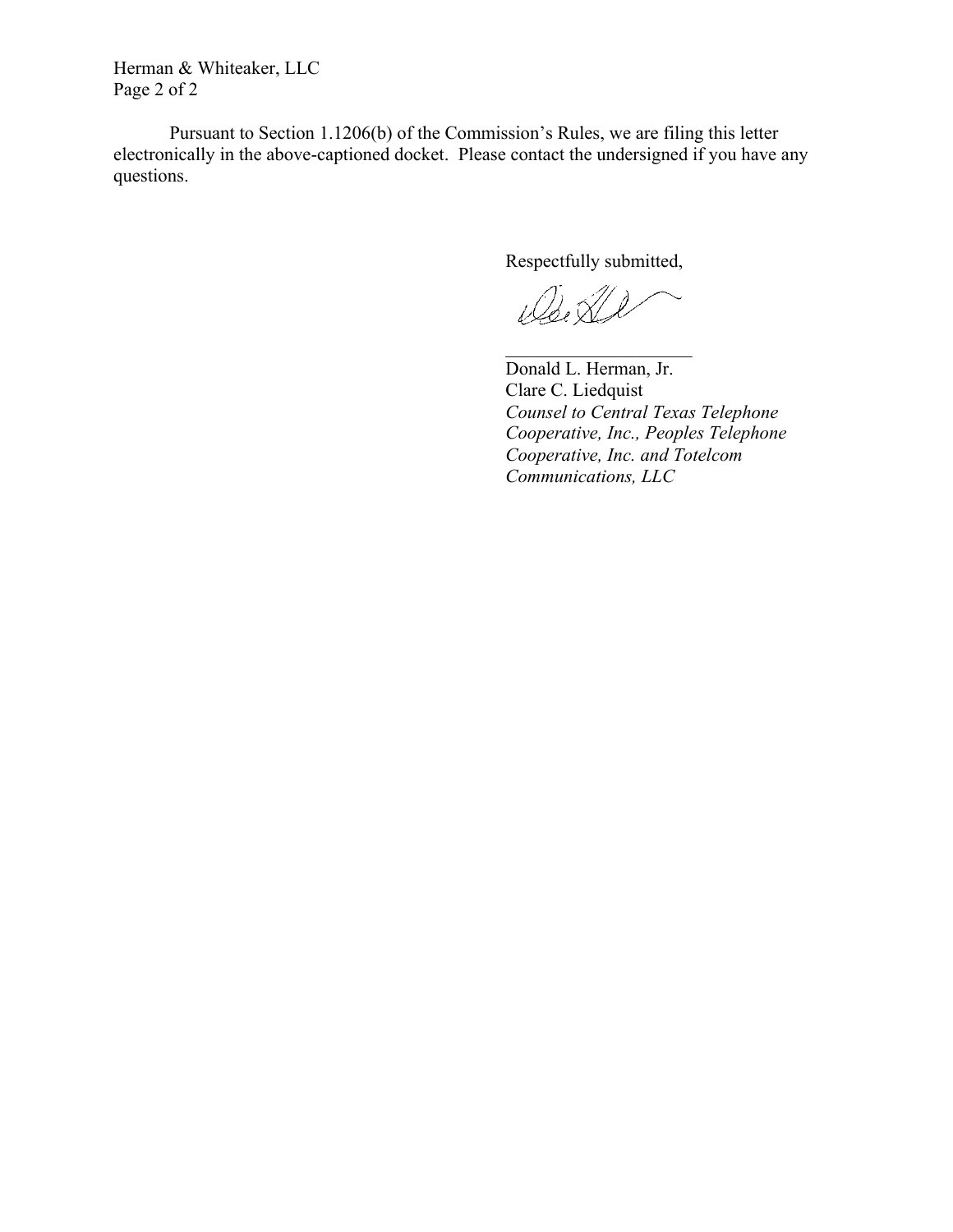Pursuant to Section 1.1206(b) of the Commission's Rules, we are filing this letter electronically in the above-captioned docket. Please contact the undersigned if you have any questions.

Respectfully submitted,

____________________

Donald L. Herman, Jr.
Clare C. Liedquist
*Counsel to Central Texas Telephone Cooperative, Inc., Peoples Telephone Cooperative, Inc. and Totelcom Communications, LLC*